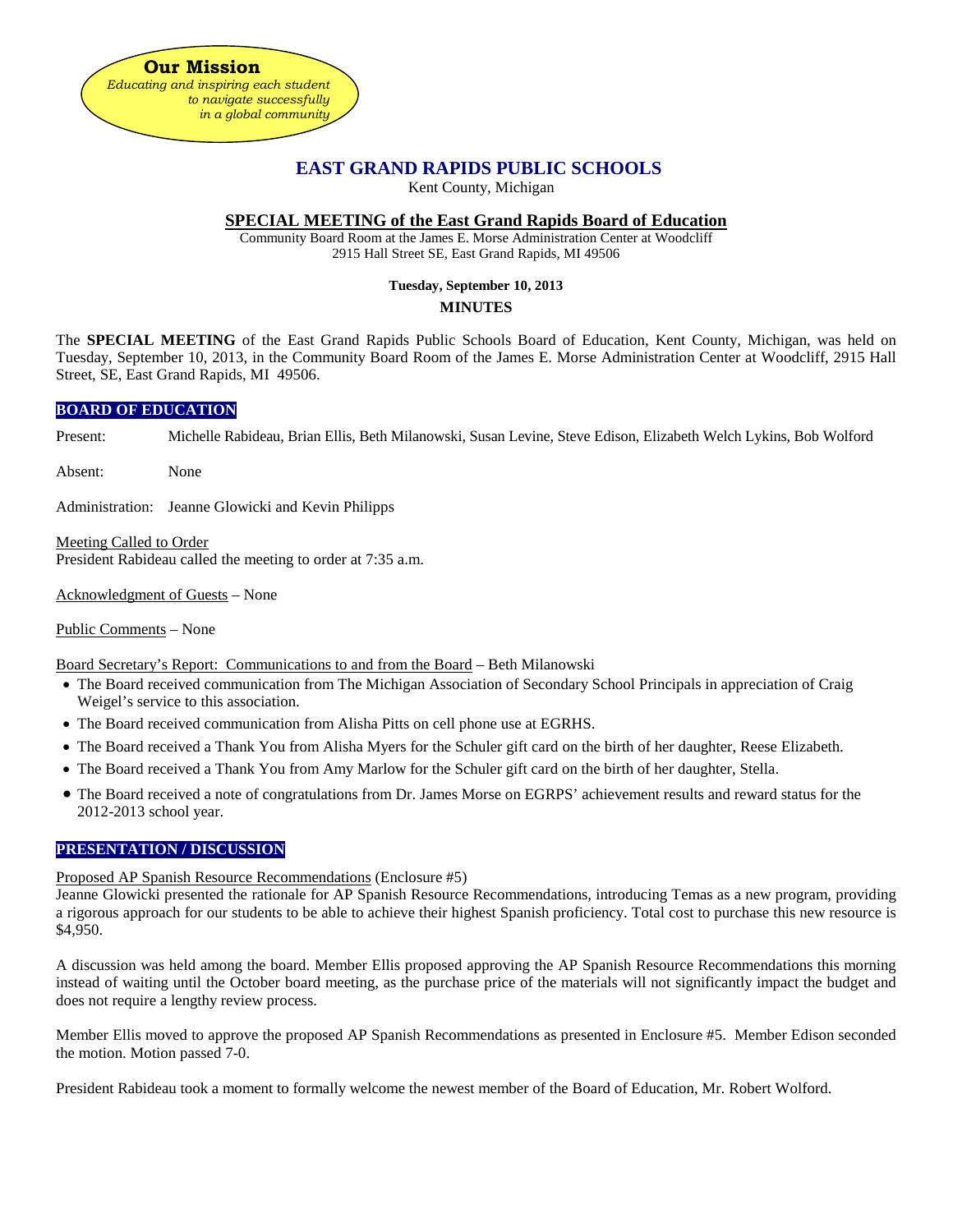**Our Mission**

*Educating and inspiring each student to navigate successfully in a global community*

# EAST GRAND RAPIDS PUBLIC SCHOOLS

Kent County, Michigan

## SPECIAL MEETING of the East Grand Rapids Board of Education

Community Board Room at the James E. Morse Administration Center at Woodcliff
2915 Hall Street SE, East Grand Rapids, MI 49506

**Tuesday, September 10, 2013**

**MINUTES**

The **SPECIAL MEETING** of the East Grand Rapids Public Schools Board of Education, Kent County, Michigan, was held on Tuesday, September 10, 2013, in the Community Board Room of the James E. Morse Administration Center at Woodcliff, 2915 Hall Street, SE, East Grand Rapids, MI 49506.

### BOARD OF EDUCATION

Present: Michelle Rabideau, Brian Ellis, Beth Milanowski, Susan Levine, Steve Edison, Elizabeth Welch Lykins, Bob Wolford

Absent: None

Administration: Jeanne Glowicki and Kevin Philipps

Meeting Called to Order
President Rabideau called the meeting to order at 7:35 a.m.

Acknowledgment of Guests – None

Public Comments – None

Board Secretary's Report: Communications to and from the Board – Beth Milanowski

- The Board received communication from The Michigan Association of Secondary School Principals in appreciation of Craig Weigel's service to this association.
- The Board received communication from Alisha Pitts on cell phone use at EGRHS.
- The Board received a Thank You from Alisha Myers for the Schuler gift card on the birth of her daughter, Reese Elizabeth.
- The Board received a Thank You from Amy Marlow for the Schuler gift card on the birth of her daughter, Stella.
- The Board received a note of congratulations from Dr. James Morse on EGRPS' achievement results and reward status for the 2012-2013 school year.

### PRESENTATION / DISCUSSION

Proposed AP Spanish Resource Recommendations (Enclosure #5)
Jeanne Glowicki presented the rationale for AP Spanish Resource Recommendations, introducing Temas as a new program, providing a rigorous approach for our students to be able to achieve their highest Spanish proficiency. Total cost to purchase this new resource is $4,950.

A discussion was held among the board. Member Ellis proposed approving the AP Spanish Resource Recommendations this morning instead of waiting until the October board meeting, as the purchase price of the materials will not significantly impact the budget and does not require a lengthy review process.

Member Ellis moved to approve the proposed AP Spanish Recommendations as presented in Enclosure #5. Member Edison seconded the motion. Motion passed 7-0.

President Rabideau took a moment to formally welcome the newest member of the Board of Education, Mr. Robert Wolford.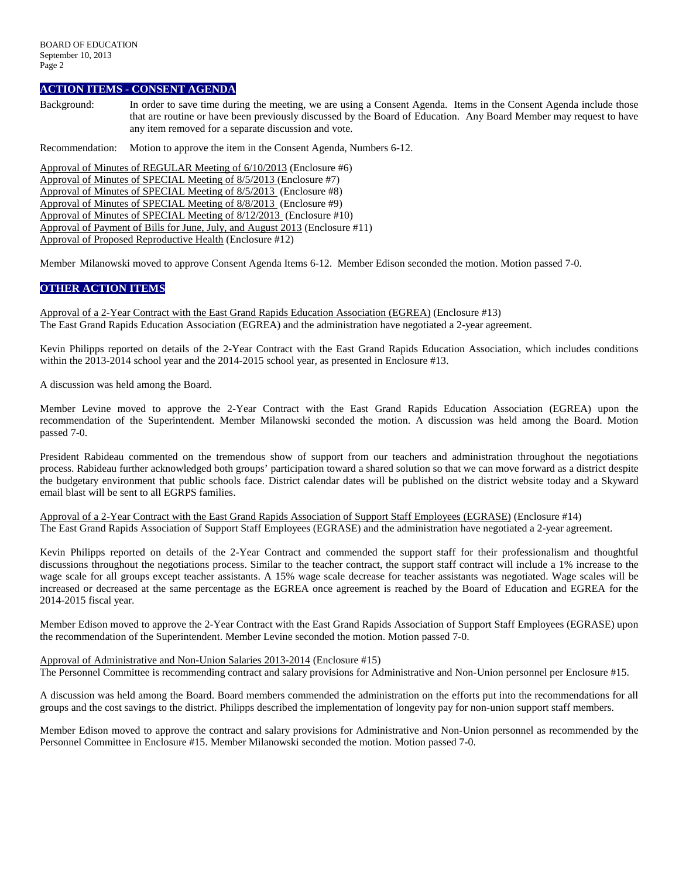## ACTION ITEMS - CONSENT AGENDA

Background: In order to save time during the meeting, we are using a Consent Agenda. Items in the Consent Agenda include those that are routine or have been previously discussed by the Board of Education. Any Board Member may request to have any item removed for a separate discussion and vote.

Recommendation: Motion to approve the item in the Consent Agenda, Numbers 6-12.

Approval of Minutes of REGULAR Meeting of 6/10/2013 (Enclosure #6)
Approval of Minutes of SPECIAL Meeting of 8/5/2013 (Enclosure #7)
Approval of Minutes of SPECIAL Meeting of 8/5/2013 (Enclosure #8)
Approval of Minutes of SPECIAL Meeting of 8/8/2013 (Enclosure #9)
Approval of Minutes of SPECIAL Meeting of 8/12/2013 (Enclosure #10)
Approval of Payment of Bills for June, July, and August 2013 (Enclosure #11)
Approval of Proposed Reproductive Health (Enclosure #12)

Member Milanowski moved to approve Consent Agenda Items 6-12. Member Edison seconded the motion. Motion passed 7-0.

## OTHER ACTION ITEMS

Approval of a 2-Year Contract with the East Grand Rapids Education Association (EGREA) (Enclosure #13)
The East Grand Rapids Education Association (EGREA) and the administration have negotiated a 2-year agreement.

Kevin Philipps reported on details of the 2-Year Contract with the East Grand Rapids Education Association, which includes conditions within the 2013-2014 school year and the 2014-2015 school year, as presented in Enclosure #13.

A discussion was held among the Board.

Member Levine moved to approve the 2-Year Contract with the East Grand Rapids Education Association (EGREA) upon the recommendation of the Superintendent. Member Milanowski seconded the motion. A discussion was held among the Board. Motion passed 7-0.

President Rabideau commented on the tremendous show of support from our teachers and administration throughout the negotiations process. Rabideau further acknowledged both groups' participation toward a shared solution so that we can move forward as a district despite the budgetary environment that public schools face. District calendar dates will be published on the district website today and a Skyward email blast will be sent to all EGRPS families.

Approval of a 2-Year Contract with the East Grand Rapids Association of Support Staff Employees (EGRASE) (Enclosure #14)
The East Grand Rapids Association of Support Staff Employees (EGRASE) and the administration have negotiated a 2-year agreement.

Kevin Philipps reported on details of the 2-Year Contract and commended the support staff for their professionalism and thoughtful discussions throughout the negotiations process. Similar to the teacher contract, the support staff contract will include a 1% increase to the wage scale for all groups except teacher assistants. A 15% wage scale decrease for teacher assistants was negotiated. Wage scales will be increased or decreased at the same percentage as the EGREA once agreement is reached by the Board of Education and EGREA for the 2014-2015 fiscal year.

Member Edison moved to approve the 2-Year Contract with the East Grand Rapids Association of Support Staff Employees (EGRASE) upon the recommendation of the Superintendent. Member Levine seconded the motion. Motion passed 7-0.

Approval of Administrative and Non-Union Salaries 2013-2014 (Enclosure #15)
The Personnel Committee is recommending contract and salary provisions for Administrative and Non-Union personnel per Enclosure #15.

A discussion was held among the Board. Board members commended the administration on the efforts put into the recommendations for all groups and the cost savings to the district. Philipps described the implementation of longevity pay for non-union support staff members.

Member Edison moved to approve the contract and salary provisions for Administrative and Non-Union personnel as recommended by the Personnel Committee in Enclosure #15. Member Milanowski seconded the motion. Motion passed 7-0.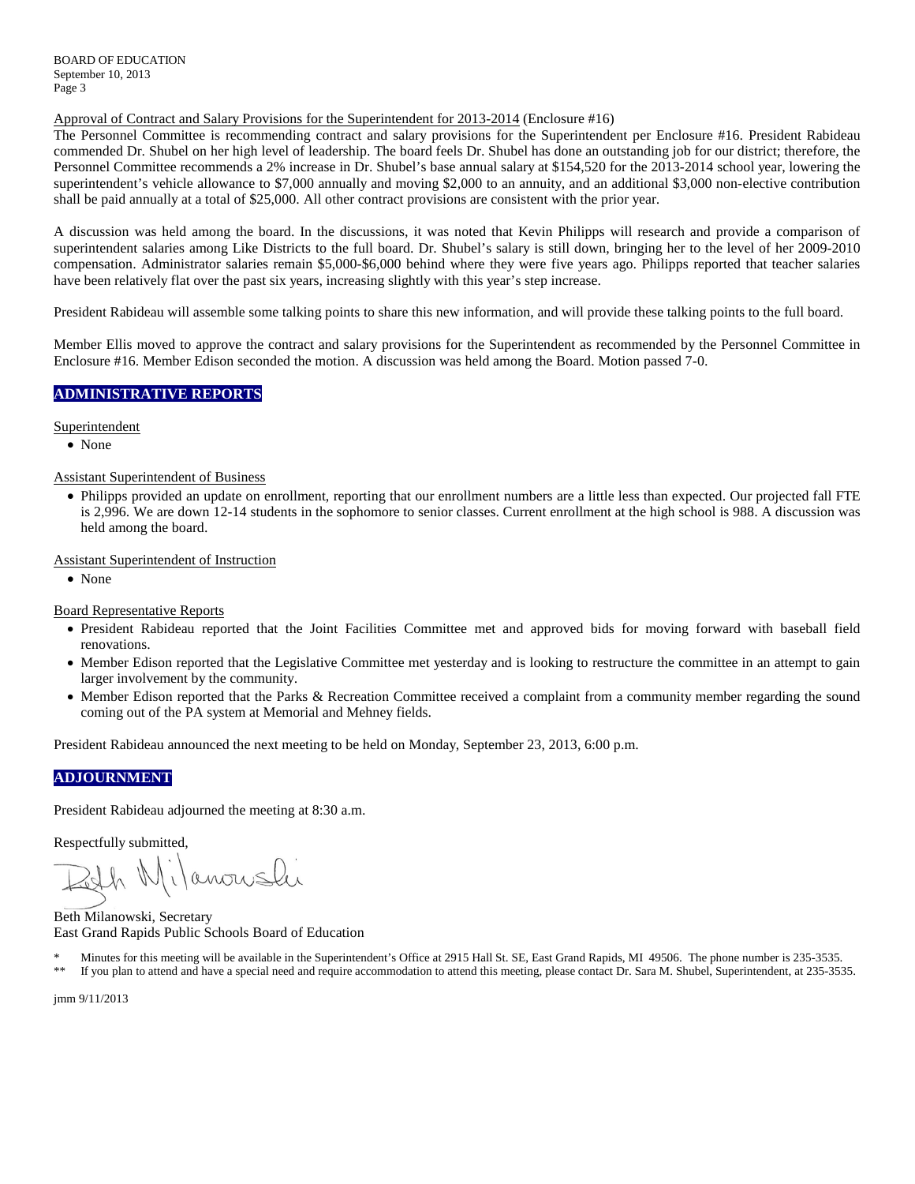Approval of Contract and Salary Provisions for the Superintendent for 2013-2014 (Enclosure #16)
The Personnel Committee is recommending contract and salary provisions for the Superintendent per Enclosure #16. President Rabideau commended Dr. Shubel on her high level of leadership. The board feels Dr. Shubel has done an outstanding job for our district; therefore, the Personnel Committee recommends a 2% increase in Dr. Shubel's base annual salary at $154,520 for the 2013-2014 school year, lowering the superintendent's vehicle allowance to $7,000 annually and moving $2,000 to an annuity, and an additional $3,000 non-elective contribution shall be paid annually at a total of $25,000. All other contract provisions are consistent with the prior year.

A discussion was held among the board. In the discussions, it was noted that Kevin Philipps will research and provide a comparison of superintendent salaries among Like Districts to the full board. Dr. Shubel's salary is still down, bringing her to the level of her 2009-2010 compensation. Administrator salaries remain $5,000-$6,000 behind where they were five years ago. Philipps reported that teacher salaries have been relatively flat over the past six years, increasing slightly with this year's step increase.

President Rabideau will assemble some talking points to share this new information, and will provide these talking points to the full board.

Member Ellis moved to approve the contract and salary provisions for the Superintendent as recommended by the Personnel Committee in Enclosure #16. Member Edison seconded the motion. A discussion was held among the Board. Motion passed 7-0.

## ADMINISTRATIVE REPORTS

Superintendent

- None

Assistant Superintendent of Business

- Philipps provided an update on enrollment, reporting that our enrollment numbers are a little less than expected. Our projected fall FTE is 2,996. We are down 12-14 students in the sophomore to senior classes. Current enrollment at the high school is 988. A discussion was held among the board.

Assistant Superintendent of Instruction

- None

Board Representative Reports

- President Rabideau reported that the Joint Facilities Committee met and approved bids for moving forward with baseball field renovations.
- Member Edison reported that the Legislative Committee met yesterday and is looking to restructure the committee in an attempt to gain larger involvement by the community.
- Member Edison reported that the Parks & Recreation Committee received a complaint from a community member regarding the sound coming out of the PA system at Memorial and Mehney fields.

President Rabideau announced the next meeting to be held on Monday, September 23, 2013, 6:00 p.m.

## ADJOURNMENT

President Rabideau adjourned the meeting at 8:30 a.m.

Respectfully submitted,

Beth Milanowski

Beth Milanowski, Secretary
East Grand Rapids Public Schools Board of Education

\* Minutes for this meeting will be available in the Superintendent's Office at 2915 Hall St. SE, East Grand Rapids, MI 49506. The phone number is 235-3535.
\** If you plan to attend and have a special need and require accommodation to attend this meeting, please contact Dr. Sara M. Shubel, Superintendent, at 235-3535.

jmm 9/11/2013